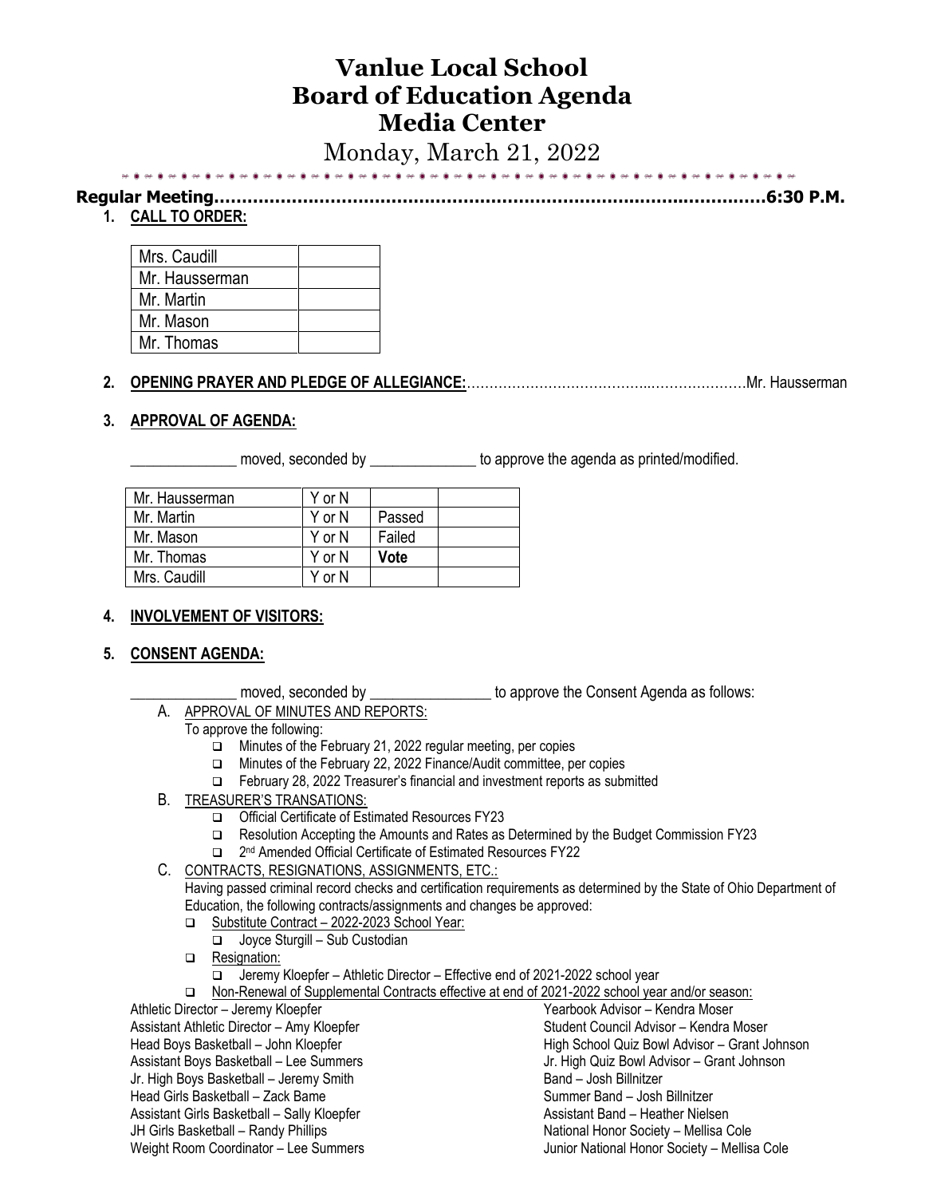# Vanlue Local School
# Board of Education Agenda
# Media Center

Monday, March 21, 2022

**Regular Meeting……………………………………………………………………………………………6:30 P.M.**

1. **CALL TO ORDER:**

| Mrs. Caudill | |
|---|---|
| Mr. Hausserman | |
| Mr. Martin | |
| Mr. Mason | |
| Mr. Thomas | |

2. **OPENING PRAYER AND PLEDGE OF ALLEGIANCE:**……………………………………..…………………Mr. Hausserman

3. **APPROVAL OF AGENDA:**

_____________ moved, seconded by _____________ to approve the agenda as printed/modified.

| Mr. Hausserman | Y or N | | |
|---|---|---|---|
| Mr. Martin | Y or N | Passed | |
| Mr. Mason | Y or N | Failed | |
| Mr. Thomas | Y or N | **Vote** | |
| Mrs. Caudill | Y or N | | |

4. **INVOLVEMENT OF VISITORS:**

5. **CONSENT AGENDA:**

_____________ moved, seconded by _______________ to approve the Consent Agenda as follows:

A. APPROVAL OF MINUTES AND REPORTS:
To approve the following:
- Minutes of the February 21, 2022 regular meeting, per copies
- Minutes of the February 22, 2022 Finance/Audit committee, per copies
- February 28, 2022 Treasurer's financial and investment reports as submitted

B. TREASURER'S TRANSATIONS:
- Official Certificate of Estimated Resources FY23
- Resolution Accepting the Amounts and Rates as Determined by the Budget Commission FY23
- 2nd Amended Official Certificate of Estimated Resources FY22

C. CONTRACTS, RESIGNATIONS, ASSIGNMENTS, ETC.:
Having passed criminal record checks and certification requirements as determined by the State of Ohio Department of Education, the following contracts/assignments and changes be approved:
- Substitute Contract – 2022-2023 School Year:
  - Joyce Sturgill – Sub Custodian
- Resignation:
  - Jeremy Kloepfer – Athletic Director – Effective end of 2021-2022 school year
- Non-Renewal of Supplemental Contracts effective at end of 2021-2022 school year and/or season:

Athletic Director – Jeremy Kloepfer
Assistant Athletic Director – Amy Kloepfer
Head Boys Basketball – John Kloepfer
Assistant Boys Basketball – Lee Summers
Jr. High Boys Basketball – Jeremy Smith
Head Girls Basketball – Zack Bame
Assistant Girls Basketball – Sally Kloepfer
JH Girls Basketball – Randy Phillips
Weight Room Coordinator – Lee Summers
Yearbook Advisor – Kendra Moser
Student Council Advisor – Kendra Moser
High School Quiz Bowl Advisor – Grant Johnson
Jr. High Quiz Bowl Advisor – Grant Johnson
Band – Josh Billnitzer
Summer Band – Josh Billnitzer
Assistant Band – Heather Nielsen
National Honor Society – Mellisa Cole
Junior National Honor Society – Mellisa Cole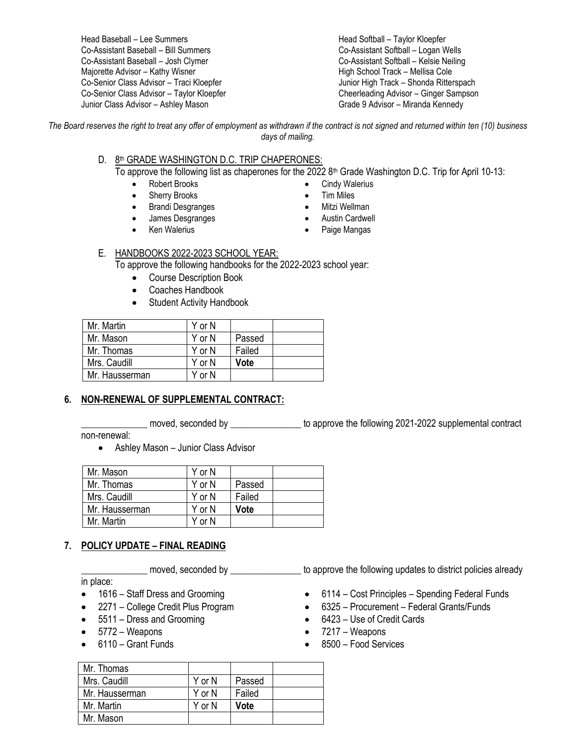Head Baseball – Lee Summers
Co-Assistant Baseball – Bill Summers
Co-Assistant Baseball – Josh Clymer
Majorette Advisor – Kathy Wisner
Co-Senior Class Advisor – Traci Kloepfer
Co-Senior Class Advisor – Taylor Kloepfer
Junior Class Advisor – Ashley Mason
Head Softball – Taylor Kloepfer
Co-Assistant Softball – Logan Wells
Co-Assistant Softball – Kelsie Neiling
High School Track – Mellisa Cole
Junior High Track – Shonda Ritterspach
Cheerleading Advisor – Ginger Sampson
Grade 9 Advisor – Miranda Kennedy

*The Board reserves the right to treat any offer of employment as withdrawn if the contract is not signed and returned within ten (10) business days of mailing.*

D. 8th GRADE WASHINGTON D.C. TRIP CHAPERONES:
To approve the following list as chaperones for the 2022 8th Grade Washington D.C. Trip for April 10-13:

- Robert Brooks
- Sherry Brooks
- Brandi Desgranges
- James Desgranges
- Ken Walerius
- Cindy Walerius
- Tim Miles
- Mitzi Wellman
- Austin Cardwell
- Paige Mangas

E. HANDBOOKS 2022-2023 SCHOOL YEAR:
To approve the following handbooks for the 2022-2023 school year:

- Course Description Book
- Coaches Handbook
- Student Activity Handbook

| Mr. Martin | Y or N | | |
|---|---|---|---|
| Mr. Mason | Y or N | Passed | |
| Mr. Thomas | Y or N | Failed | |
| Mrs. Caudill | Y or N | **Vote** | |
| Mr. Hausserman | Y or N | | |

## 6. NON-RENEWAL OF SUPPLEMENTAL CONTRACT:

_____________ moved, seconded by ______________ to approve the following 2021-2022 supplemental contract non-renewal:

- Ashley Mason – Junior Class Advisor

| Mr. Mason | Y or N | | |
|---|---|---|---|
| Mr. Thomas | Y or N | Passed | |
| Mrs. Caudill | Y or N | Failed | |
| Mr. Hausserman | Y or N | **Vote** | |
| Mr. Martin | Y or N | | |

## 7. POLICY UPDATE – FINAL READING

_____________ moved, seconded by ______________ to approve the following updates to district policies already in place:

- 1616 – Staff Dress and Grooming
- 2271 – College Credit Plus Program
- 5511 – Dress and Grooming
- 5772 – Weapons
- 6110 – Grant Funds
- 6114 – Cost Principles – Spending Federal Funds
- 6325 – Procurement – Federal Grants/Funds
- 6423 – Use of Credit Cards
- 7217 – Weapons
- 8500 – Food Services

| Mr. Thomas | | | |
|---|---|---|---|
| Mrs. Caudill | Y or N | Passed | |
| Mr. Hausserman | Y or N | Failed | |
| Mr. Martin | Y or N | **Vote** | |
| Mr. Mason | | | |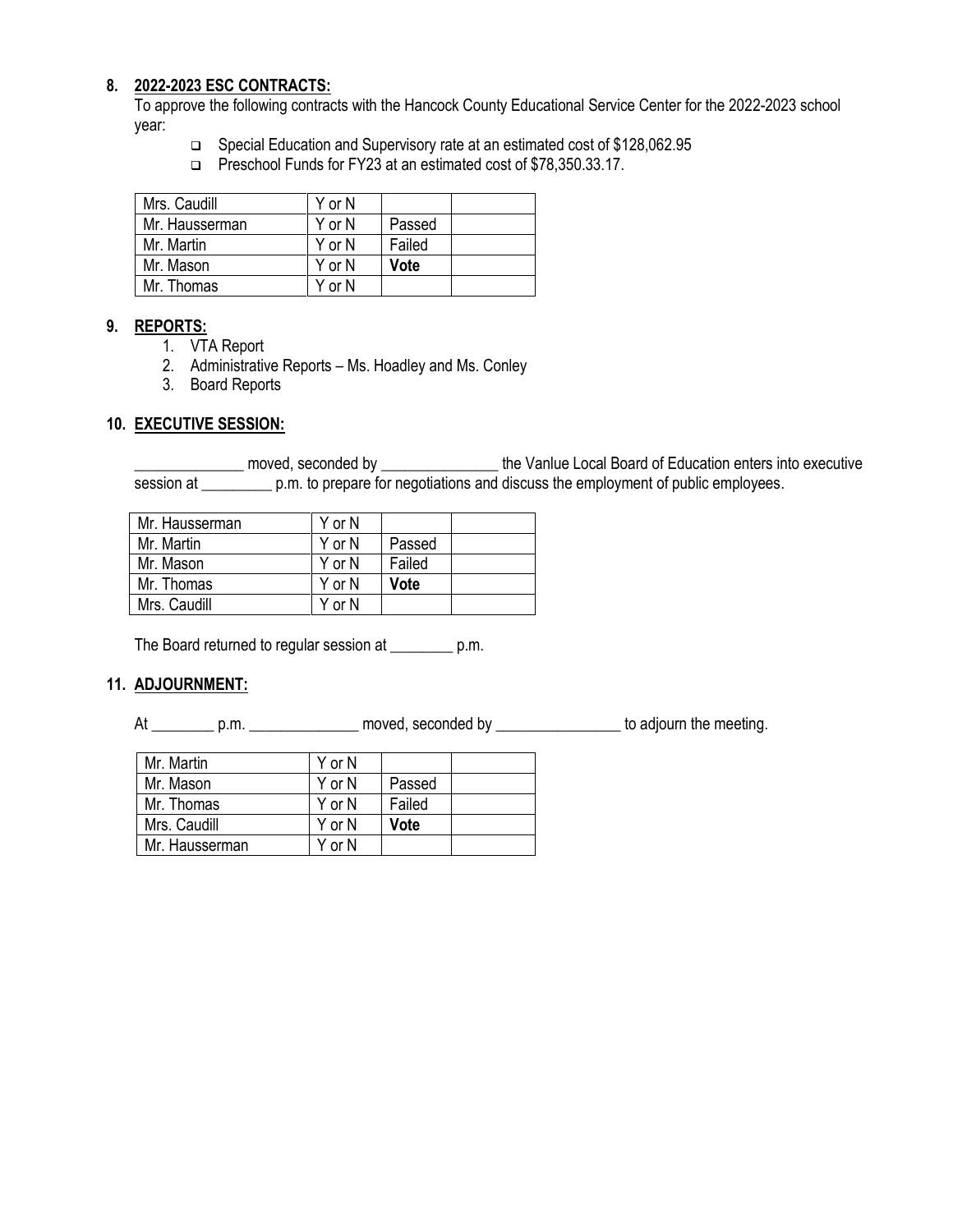## 8. 2022-2023 ESC CONTRACTS:

To approve the following contracts with the Hancock County Educational Service Center for the 2022-2023 school year:

- Special Education and Supervisory rate at an estimated cost of $128,062.95
- Preschool Funds for FY23 at an estimated cost of $78,350.33.17.

| | | | |
|---|---|---|---|
| Mrs. Caudill | Y or N | | |
| Mr. Hausserman | Y or N | Passed | |
| Mr. Martin | Y or N | Failed | |
| Mr. Mason | Y or N | **Vote** | |
| Mr. Thomas | Y or N | | |

## 9. REPORTS:

1. VTA Report
2. Administrative Reports – Ms. Hoadley and Ms. Conley
3. Board Reports

## 10. EXECUTIVE SESSION:

______________ moved, seconded by _______________ the Vanlue Local Board of Education enters into executive session at _________ p.m. to prepare for negotiations and discuss the employment of public employees.

| | | | |
|---|---|---|---|
| Mr. Hausserman | Y or N | | |
| Mr. Martin | Y or N | Passed | |
| Mr. Mason | Y or N | Failed | |
| Mr. Thomas | Y or N | **Vote** | |
| Mrs. Caudill | Y or N | | |

The Board returned to regular session at ________ p.m.

## 11. ADJOURNMENT:

At ________ p.m. ______________ moved, seconded by ________________ to adjourn the meeting.

| | | | |
|---|---|---|---|
| Mr. Martin | Y or N | | |
| Mr. Mason | Y or N | Passed | |
| Mr. Thomas | Y or N | Failed | |
| Mrs. Caudill | Y or N | **Vote** | |
| Mr. Hausserman | Y or N | | |